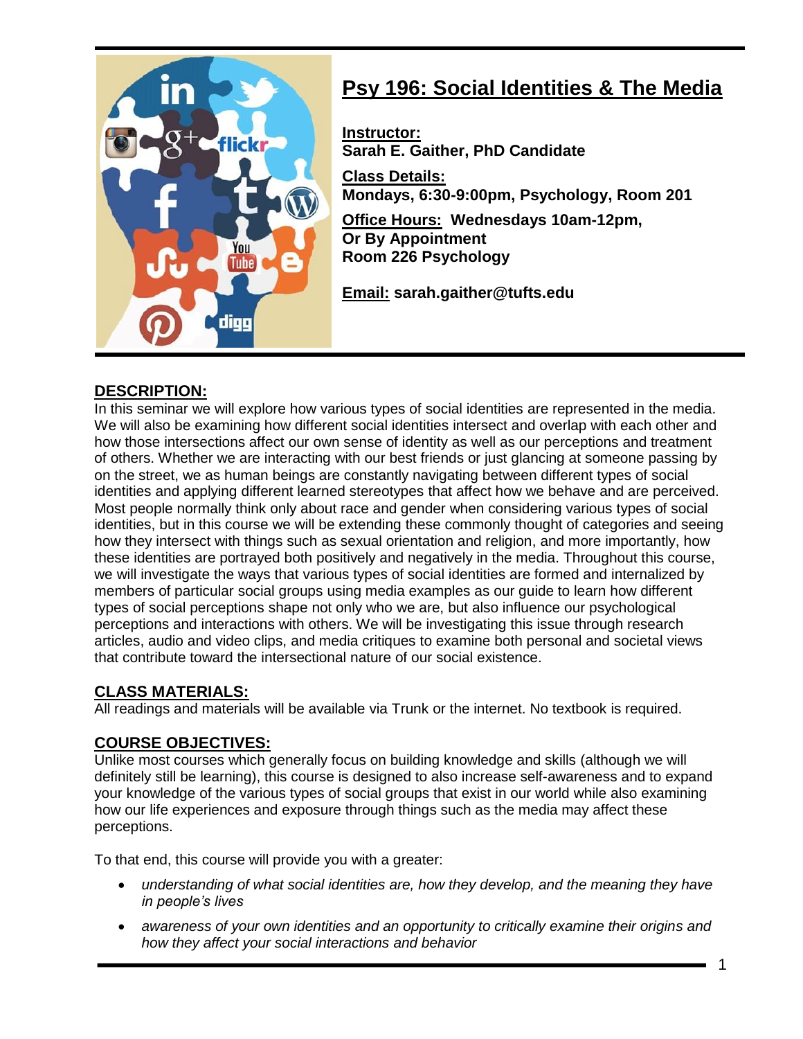# Psy 196: Social Identities & The Media

**Instructor:**
**Sarah E. Gaither, PhD Candidate**

**Class Details:**
**Mondays, 6:30-9:00pm, Psychology, Room 201**

**Office Hours: Wednesdays 10am-12pm,**
**Or By Appointment**
**Room 226 Psychology**

**Email: sarah.gaither@tufts.edu**

## DESCRIPTION:

In this seminar we will explore how various types of social identities are represented in the media. We will also be examining how different social identities intersect and overlap with each other and how those intersections affect our own sense of identity as well as our perceptions and treatment of others. Whether we are interacting with our best friends or just glancing at someone passing by on the street, we as human beings are constantly navigating between different types of social identities and applying different learned stereotypes that affect how we behave and are perceived. Most people normally think only about race and gender when considering various types of social identities, but in this course we will be extending these commonly thought of categories and seeing how they intersect with things such as sexual orientation and religion, and more importantly, how these identities are portrayed both positively and negatively in the media. Throughout this course, we will investigate the ways that various types of social identities are formed and internalized by members of particular social groups using media examples as our guide to learn how different types of social perceptions shape not only who we are, but also influence our psychological perceptions and interactions with others. We will be investigating this issue through research articles, audio and video clips, and media critiques to examine both personal and societal views that contribute toward the intersectional nature of our social existence.

## CLASS MATERIALS:

All readings and materials will be available via Trunk or the internet. No textbook is required.

## COURSE OBJECTIVES:

Unlike most courses which generally focus on building knowledge and skills (although we will definitely still be learning), this course is designed to also increase self-awareness and to expand your knowledge of the various types of social groups that exist in our world while also examining how our life experiences and exposure through things such as the media may affect these perceptions.

To that end, this course will provide you with a greater:

- *understanding of what social identities are, how they develop, and the meaning they have in people's lives*
- *awareness of your own identities and an opportunity to critically examine their origins and how they affect your social interactions and behavior*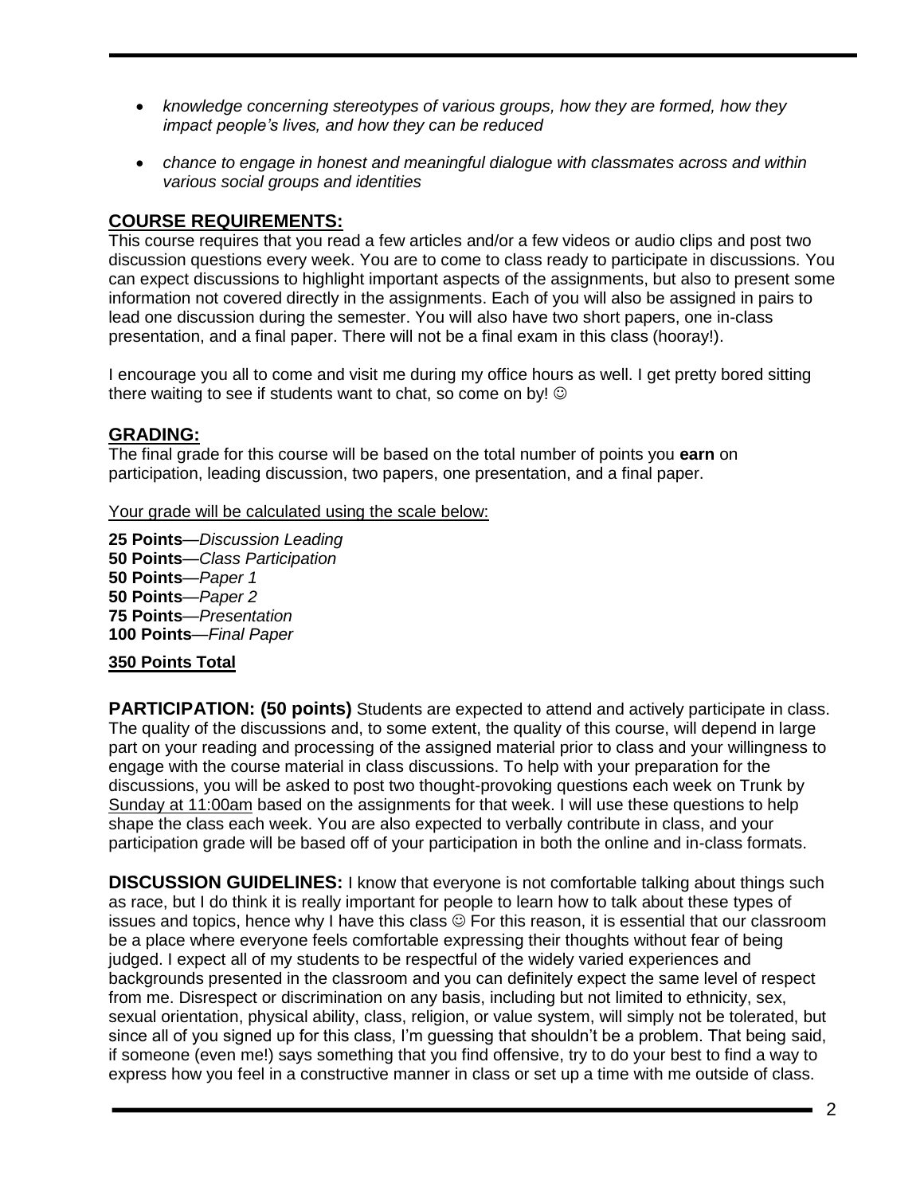- *knowledge concerning stereotypes of various groups, how they are formed, how they impact people's lives, and how they can be reduced*

- *chance to engage in honest and meaningful dialogue with classmates across and within various social groups and identities*

## COURSE REQUIREMENTS:

This course requires that you read a few articles and/or a few videos or audio clips and post two discussion questions every week. You are to come to class ready to participate in discussions. You can expect discussions to highlight important aspects of the assignments, but also to present some information not covered directly in the assignments. Each of you will also be assigned in pairs to lead one discussion during the semester. You will also have two short papers, one in-class presentation, and a final paper. There will not be a final exam in this class (hooray!).

I encourage you all to come and visit me during my office hours as well. I get pretty bored sitting there waiting to see if students want to chat, so come on by! ☺

## GRADING:

The final grade for this course will be based on the total number of points you **earn** on participation, leading discussion, two papers, one presentation, and a final paper.

Your grade will be calculated using the scale below:

**25 Points**—*Discussion Leading*
**50 Points**—*Class Participation*
**50 Points**—*Paper 1*
**50 Points**—*Paper 2*
**75 Points**—*Presentation*
**100 Points**—*Final Paper*

**350 Points Total**

**PARTICIPATION: (50 points)** Students are expected to attend and actively participate in class. The quality of the discussions and, to some extent, the quality of this course, will depend in large part on your reading and processing of the assigned material prior to class and your willingness to engage with the course material in class discussions. To help with your preparation for the discussions, you will be asked to post two thought-provoking questions each week on Trunk by Sunday at 11:00am based on the assignments for that week. I will use these questions to help shape the class each week. You are also expected to verbally contribute in class, and your participation grade will be based off of your participation in both the online and in-class formats.

**DISCUSSION GUIDELINES:** I know that everyone is not comfortable talking about things such as race, but I do think it is really important for people to learn how to talk about these types of issues and topics, hence why I have this class ☺ For this reason, it is essential that our classroom be a place where everyone feels comfortable expressing their thoughts without fear of being judged. I expect all of my students to be respectful of the widely varied experiences and backgrounds presented in the classroom and you can definitely expect the same level of respect from me. Disrespect or discrimination on any basis, including but not limited to ethnicity, sex, sexual orientation, physical ability, class, religion, or value system, will simply not be tolerated, but since all of you signed up for this class, I'm guessing that shouldn't be a problem. That being said, if someone (even me!) says something that you find offensive, try to do your best to find a way to express how you feel in a constructive manner in class or set up a time with me outside of class.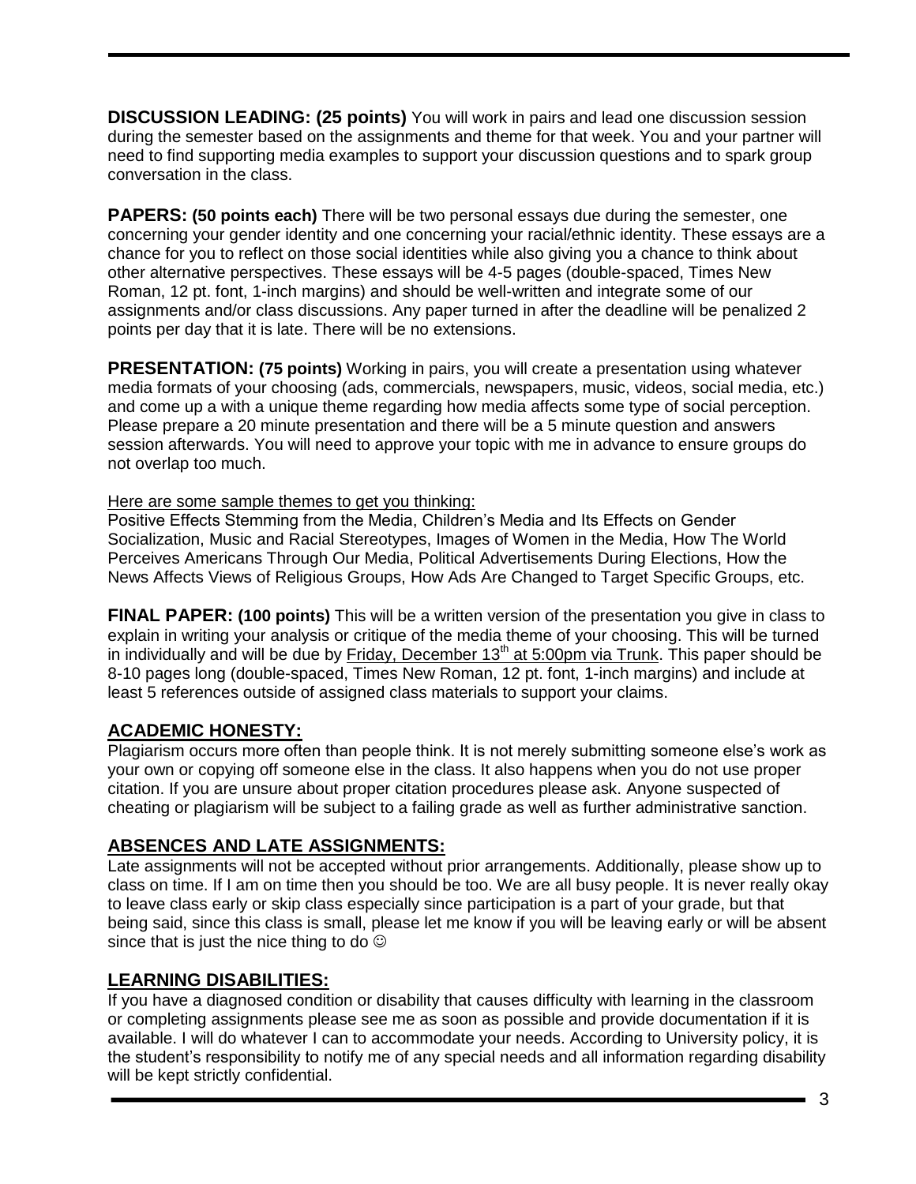**DISCUSSION LEADING: (25 points)** You will work in pairs and lead one discussion session during the semester based on the assignments and theme for that week. You and your partner will need to find supporting media examples to support your discussion questions and to spark group conversation in the class.

**PAPERS: (50 points each)** There will be two personal essays due during the semester, one concerning your gender identity and one concerning your racial/ethnic identity. These essays are a chance for you to reflect on those social identities while also giving you a chance to think about other alternative perspectives. These essays will be 4-5 pages (double-spaced, Times New Roman, 12 pt. font, 1-inch margins) and should be well-written and integrate some of our assignments and/or class discussions. Any paper turned in after the deadline will be penalized 2 points per day that it is late. There will be no extensions.

**PRESENTATION: (75 points)** Working in pairs, you will create a presentation using whatever media formats of your choosing (ads, commercials, newspapers, music, videos, social media, etc.) and come up a with a unique theme regarding how media affects some type of social perception. Please prepare a 20 minute presentation and there will be a 5 minute question and answers session afterwards. You will need to approve your topic with me in advance to ensure groups do not overlap too much.

Here are some sample themes to get you thinking:
Positive Effects Stemming from the Media, Children's Media and Its Effects on Gender Socialization, Music and Racial Stereotypes, Images of Women in the Media, How The World Perceives Americans Through Our Media, Political Advertisements During Elections, How the News Affects Views of Religious Groups, How Ads Are Changed to Target Specific Groups, etc.

**FINAL PAPER: (100 points)** This will be a written version of the presentation you give in class to explain in writing your analysis or critique of the media theme of your choosing. This will be turned in individually and will be due by Friday, December 13th at 5:00pm via Trunk. This paper should be 8-10 pages long (double-spaced, Times New Roman, 12 pt. font, 1-inch margins) and include at least 5 references outside of assigned class materials to support your claims.

## ACADEMIC HONESTY:

Plagiarism occurs more often than people think. It is not merely submitting someone else's work as your own or copying off someone else in the class. It also happens when you do not use proper citation. If you are unsure about proper citation procedures please ask. Anyone suspected of cheating or plagiarism will be subject to a failing grade as well as further administrative sanction.

## ABSENCES AND LATE ASSIGNMENTS:

Late assignments will not be accepted without prior arrangements. Additionally, please show up to class on time. If I am on time then you should be too. We are all busy people. It is never really okay to leave class early or skip class especially since participation is a part of your grade, but that being said, since this class is small, please let me know if you will be leaving early or will be absent since that is just the nice thing to do ☺

## LEARNING DISABILITIES:

If you have a diagnosed condition or disability that causes difficulty with learning in the classroom or completing assignments please see me as soon as possible and provide documentation if it is available. I will do whatever I can to accommodate your needs. According to University policy, it is the student's responsibility to notify me of any special needs and all information regarding disability will be kept strictly confidential.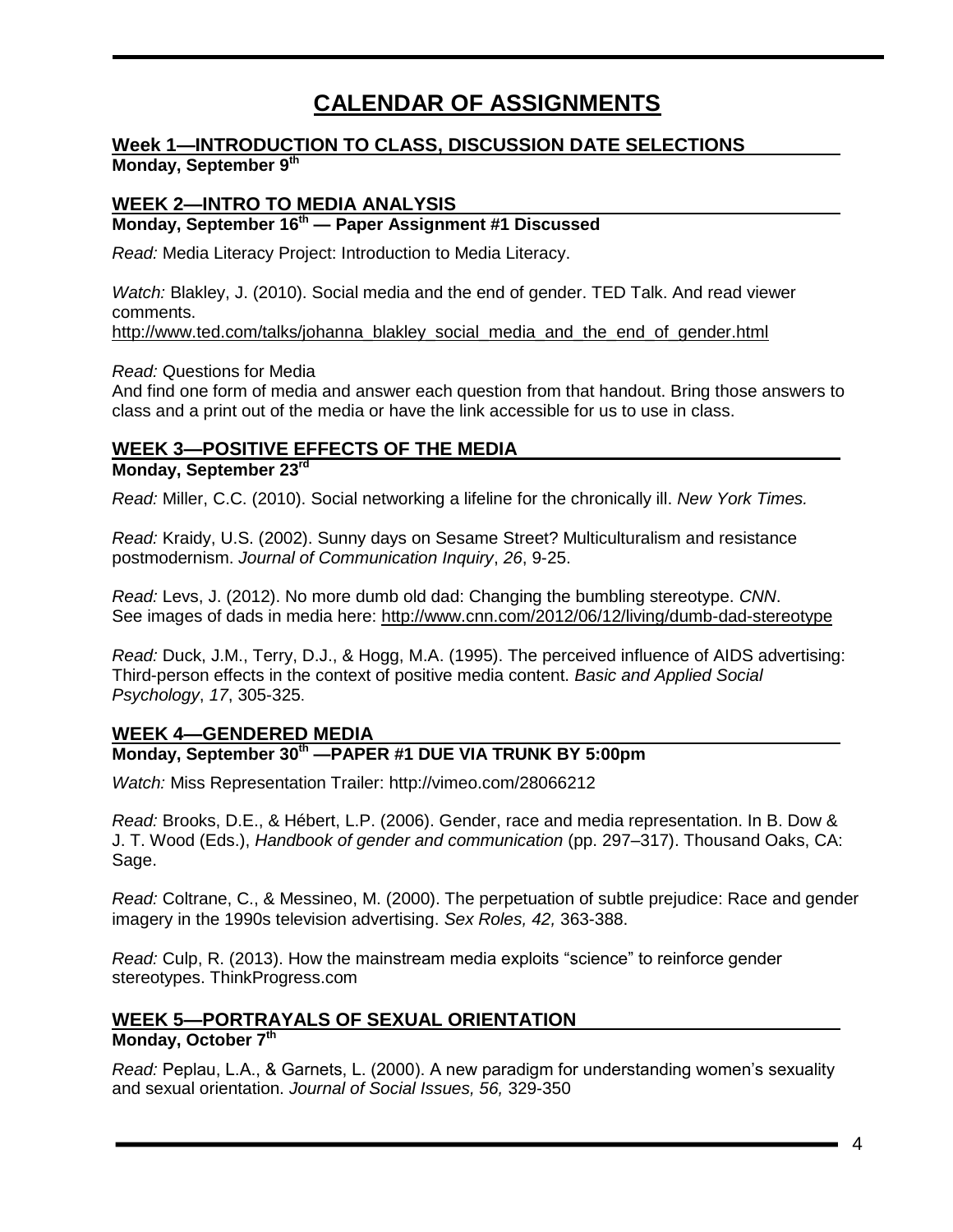# CALENDAR OF ASSIGNMENTS

## Week 1—INTRODUCTION TO CLASS, DISCUSSION DATE SELECTIONS

**Monday, September 9th**

## WEEK 2—INTRO TO MEDIA ANALYSIS

**Monday, September 16th — Paper Assignment #1 Discussed**

*Read:* Media Literacy Project: Introduction to Media Literacy.

*Watch:* Blakley, J. (2010). Social media and the end of gender. TED Talk. And read viewer comments.
http://www.ted.com/talks/johanna_blakley_social_media_and_the_end_of_gender.html

*Read:* Questions for Media
And find one form of media and answer each question from that handout. Bring those answers to class and a print out of the media or have the link accessible for us to use in class.

## WEEK 3—POSITIVE EFFECTS OF THE MEDIA

**Monday, September 23rd**

*Read:* Miller, C.C. (2010). Social networking a lifeline for the chronically ill. *New York Times.*

*Read:* Kraidy, U.S. (2002). Sunny days on Sesame Street? Multiculturalism and resistance postmodernism. *Journal of Communication Inquiry*, *26*, 9-25.

*Read:* Levs, J. (2012). No more dumb old dad: Changing the bumbling stereotype. *CNN*.
See images of dads in media here: http://www.cnn.com/2012/06/12/living/dumb-dad-stereotype

*Read:* Duck, J.M., Terry, D.J., & Hogg, M.A. (1995). The perceived influence of AIDS advertising: Third-person effects in the context of positive media content. *Basic and Applied Social Psychology*, *17*, 305-325.

## WEEK 4—GENDERED MEDIA

**Monday, September 30th —PAPER #1 DUE VIA TRUNK BY 5:00pm**

*Watch:* Miss Representation Trailer: http://vimeo.com/28066212

*Read:* Brooks, D.E., & Hébert, L.P. (2006). Gender, race and media representation. In B. Dow & J. T. Wood (Eds.), *Handbook of gender and communication* (pp. 297–317). Thousand Oaks, CA: Sage.

*Read:* Coltrane, C., & Messineo, M. (2000). The perpetuation of subtle prejudice: Race and gender imagery in the 1990s television advertising. *Sex Roles, 42,* 363-388.

*Read:* Culp, R. (2013). How the mainstream media exploits "science" to reinforce gender stereotypes. ThinkProgress.com

## WEEK 5—PORTRAYALS OF SEXUAL ORIENTATION

**Monday, October 7th**

*Read:* Peplau, L.A., & Garnets, L. (2000). A new paradigm for understanding women's sexuality and sexual orientation. *Journal of Social Issues, 56,* 329-350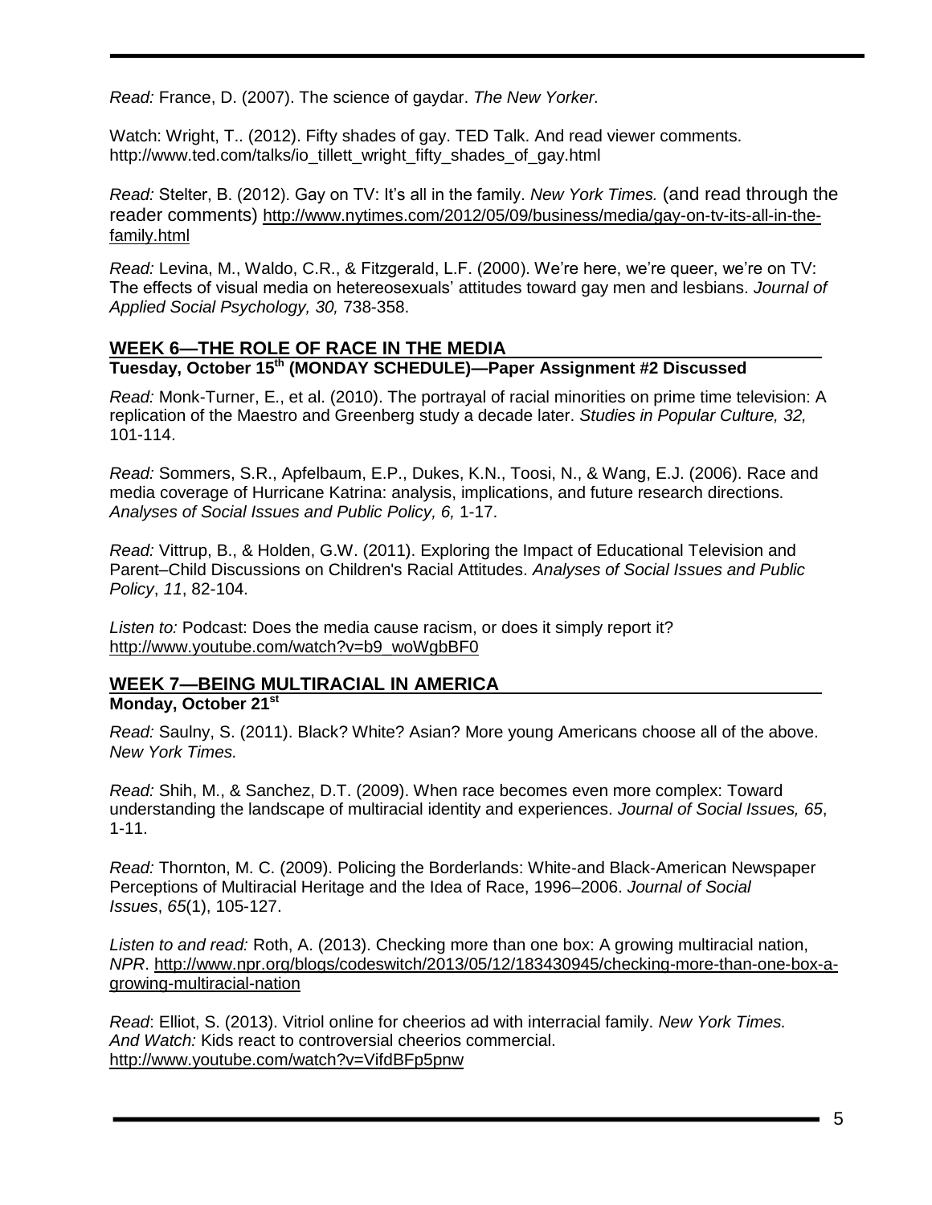*Read:* France, D. (2007). The science of gaydar. *The New Yorker.*

Watch: Wright, T.. (2012). Fifty shades of gay. TED Talk. And read viewer comments. http://www.ted.com/talks/io_tillett_wright_fifty_shades_of_gay.html

*Read:* Stelter, B. (2012). Gay on TV: It's all in the family. *New York Times.* (and read through the reader comments) http://www.nytimes.com/2012/05/09/business/media/gay-on-tv-its-all-in-the-family.html

*Read:* Levina, M., Waldo, C.R., & Fitzgerald, L.F. (2000). We're here, we're queer, we're on TV: The effects of visual media on hetereosexuals' attitudes toward gay men and lesbians. *Journal of Applied Social Psychology, 30,* 738-358.

## WEEK 6—THE ROLE OF RACE IN THE MEDIA

**Tuesday, October 15th (MONDAY SCHEDULE)—Paper Assignment #2 Discussed**

*Read:* Monk-Turner, E., et al. (2010). The portrayal of racial minorities on prime time television: A replication of the Maestro and Greenberg study a decade later. *Studies in Popular Culture, 32,* 101-114.

*Read:* Sommers, S.R., Apfelbaum, E.P., Dukes, K.N., Toosi, N., & Wang, E.J. (2006). Race and media coverage of Hurricane Katrina: analysis, implications, and future research directions. *Analyses of Social Issues and Public Policy, 6,* 1-17.

*Read:* Vittrup, B., & Holden, G.W. (2011). Exploring the Impact of Educational Television and Parent–Child Discussions on Children's Racial Attitudes. *Analyses of Social Issues and Public Policy*, *11*, 82-104.

*Listen to:* Podcast: Does the media cause racism, or does it simply report it? http://www.youtube.com/watch?v=b9_woWgbBF0

## WEEK 7—BEING MULTIRACIAL IN AMERICA

**Monday, October 21st**

*Read:* Saulny, S. (2011). Black? White? Asian? More young Americans choose all of the above. *New York Times.*

*Read:* Shih, M., & Sanchez, D.T. (2009). When race becomes even more complex: Toward understanding the landscape of multiracial identity and experiences. *Journal of Social Issues, 65*, 1-11.

*Read:* Thornton, M. C. (2009). Policing the Borderlands: White-and Black-American Newspaper Perceptions of Multiracial Heritage and the Idea of Race, 1996–2006. *Journal of Social Issues*, *65*(1), 105-127.

*Listen to and read:* Roth, A. (2013). Checking more than one box: A growing multiracial nation, *NPR*. http://www.npr.org/blogs/codeswitch/2013/05/12/183430945/checking-more-than-one-box-a-growing-multiracial-nation

*Read*: Elliot, S. (2013). Vitriol online for cheerios ad with interracial family. *New York Times.*
*And Watch:* Kids react to controversial cheerios commercial. http://www.youtube.com/watch?v=VifdBFp5pnw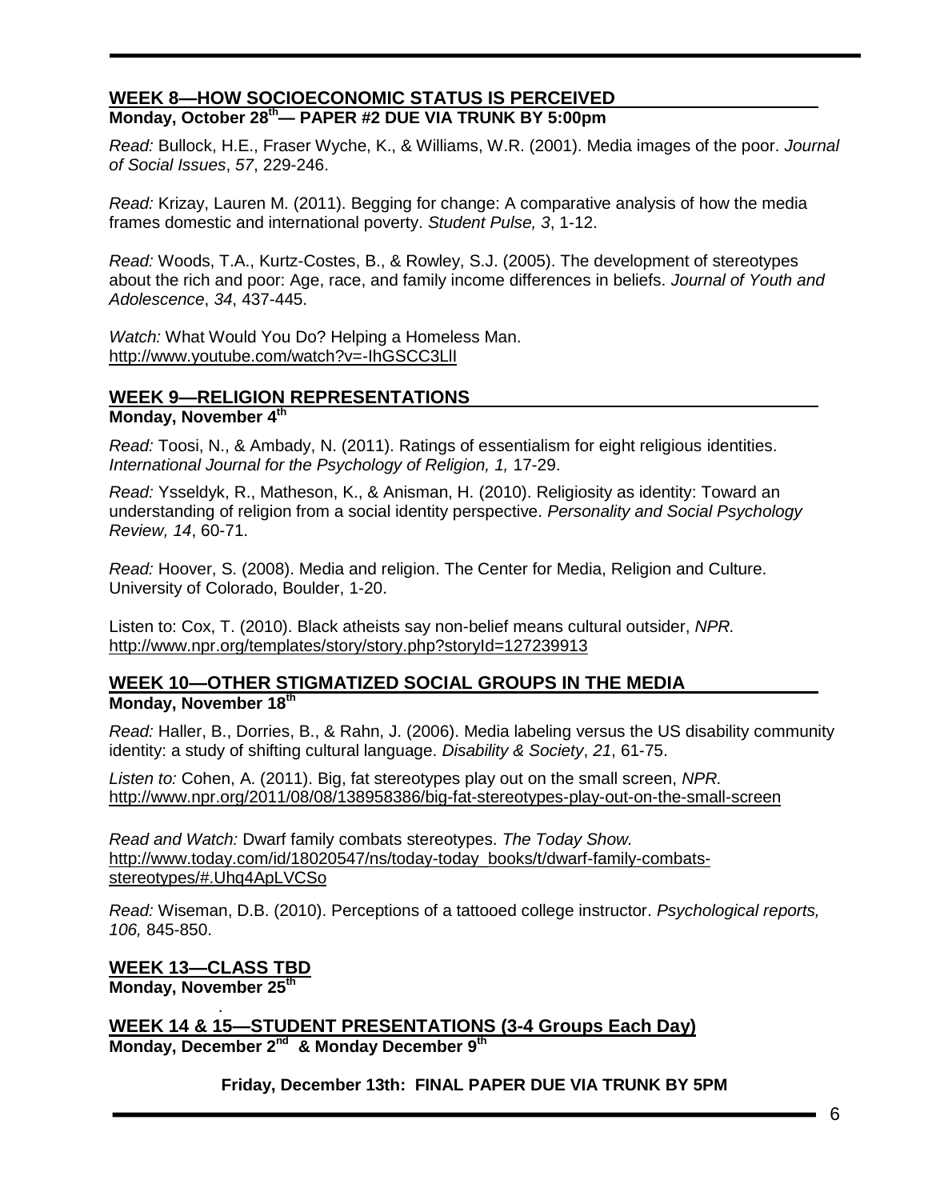## WEEK 8—HOW SOCIOECONOMIC STATUS IS PERCEIVED

**Monday, October 28th— PAPER #2 DUE VIA TRUNK BY 5:00pm**

*Read:* Bullock, H.E., Fraser Wyche, K., & Williams, W.R. (2001). Media images of the poor. *Journal of Social Issues*, *57*, 229-246.

*Read:* Krizay, Lauren M. (2011). Begging for change: A comparative analysis of how the media frames domestic and international poverty. *Student Pulse, 3*, 1-12.

*Read:* Woods, T.A., Kurtz-Costes, B., & Rowley, S.J. (2005). The development of stereotypes about the rich and poor: Age, race, and family income differences in beliefs. *Journal of Youth and Adolescence*, *34*, 437-445.

*Watch:* What Would You Do? Helping a Homeless Man. http://www.youtube.com/watch?v=-IhGSCC3LlI

## WEEK 9—RELIGION REPRESENTATIONS

**Monday, November 4th**

*Read:* Toosi, N., & Ambady, N. (2011). Ratings of essentialism for eight religious identities. *International Journal for the Psychology of Religion, 1,* 17-29.

*Read:* Ysseldyk, R., Matheson, K., & Anisman, H. (2010). Religiosity as identity: Toward an understanding of religion from a social identity perspective. *Personality and Social Psychology Review, 14*, 60-71.

*Read:* Hoover, S. (2008). Media and religion. The Center for Media, Religion and Culture. University of Colorado, Boulder, 1-20.

Listen to: Cox, T. (2010). Black atheists say non-belief means cultural outsider, *NPR*. http://www.npr.org/templates/story/story.php?storyId=127239913

## WEEK 10—OTHER STIGMATIZED SOCIAL GROUPS IN THE MEDIA

**Monday, November 18th**

*Read:* Haller, B., Dorries, B., & Rahn, J. (2006). Media labeling versus the US disability community identity: a study of shifting cultural language. *Disability & Society*, *21*, 61-75.

*Listen to:* Cohen, A. (2011). Big, fat stereotypes play out on the small screen, *NPR.* http://www.npr.org/2011/08/08/138958386/big-fat-stereotypes-play-out-on-the-small-screen

*Read and Watch:* Dwarf family combats stereotypes. *The Today Show.* http://www.today.com/id/18020547/ns/today-today_books/t/dwarf-family-combats-stereotypes/#.Uhq4ApLVCSo

*Read:* Wiseman, D.B. (2010). Perceptions of a tattooed college instructor. *Psychological reports, 106,* 845-850.

## WEEK 13—CLASS TBD

**Monday, November 25th**

## WEEK 14 & 15—STUDENT PRESENTATIONS (3-4 Groups Each Day)

**Monday, December 2nd & Monday December 9th**

**Friday, December 13th: FINAL PAPER DUE VIA TRUNK BY 5PM**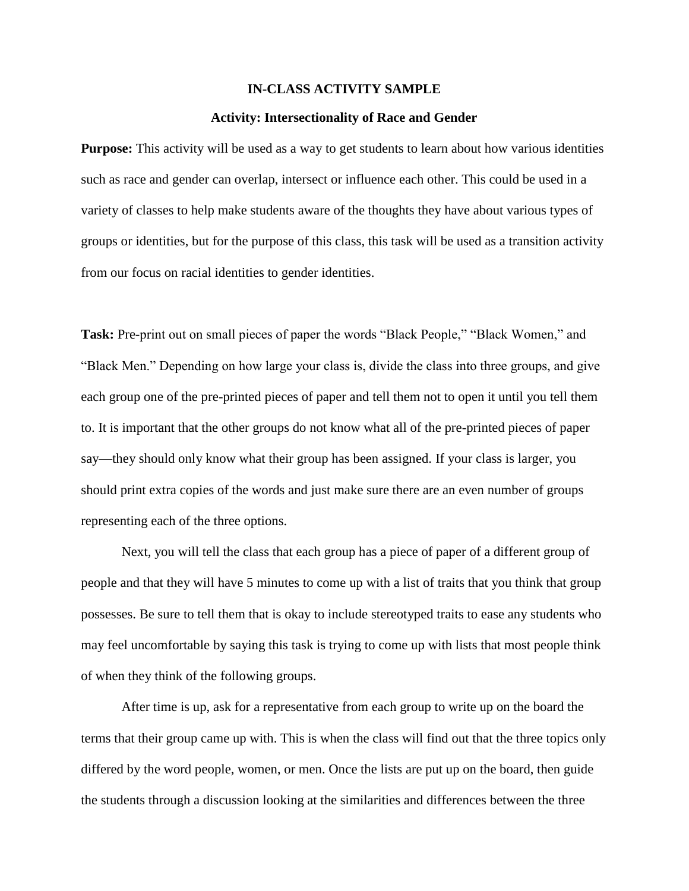**IN-CLASS ACTIVITY SAMPLE**

**Activity: Intersectionality of Race and Gender**

**Purpose:** This activity will be used as a way to get students to learn about how various identities such as race and gender can overlap, intersect or influence each other. This could be used in a variety of classes to help make students aware of the thoughts they have about various types of groups or identities, but for the purpose of this class, this task will be used as a transition activity from our focus on racial identities to gender identities.

**Task:** Pre-print out on small pieces of paper the words "Black People," "Black Women," and "Black Men." Depending on how large your class is, divide the class into three groups, and give each group one of the pre-printed pieces of paper and tell them not to open it until you tell them to. It is important that the other groups do not know what all of the pre-printed pieces of paper say—they should only know what their group has been assigned. If your class is larger, you should print extra copies of the words and just make sure there are an even number of groups representing each of the three options.

Next, you will tell the class that each group has a piece of paper of a different group of people and that they will have 5 minutes to come up with a list of traits that you think that group possesses. Be sure to tell them that is okay to include stereotyped traits to ease any students who may feel uncomfortable by saying this task is trying to come up with lists that most people think of when they think of the following groups.

After time is up, ask for a representative from each group to write up on the board the terms that their group came up with. This is when the class will find out that the three topics only differed by the word people, women, or men. Once the lists are put up on the board, then guide the students through a discussion looking at the similarities and differences between the three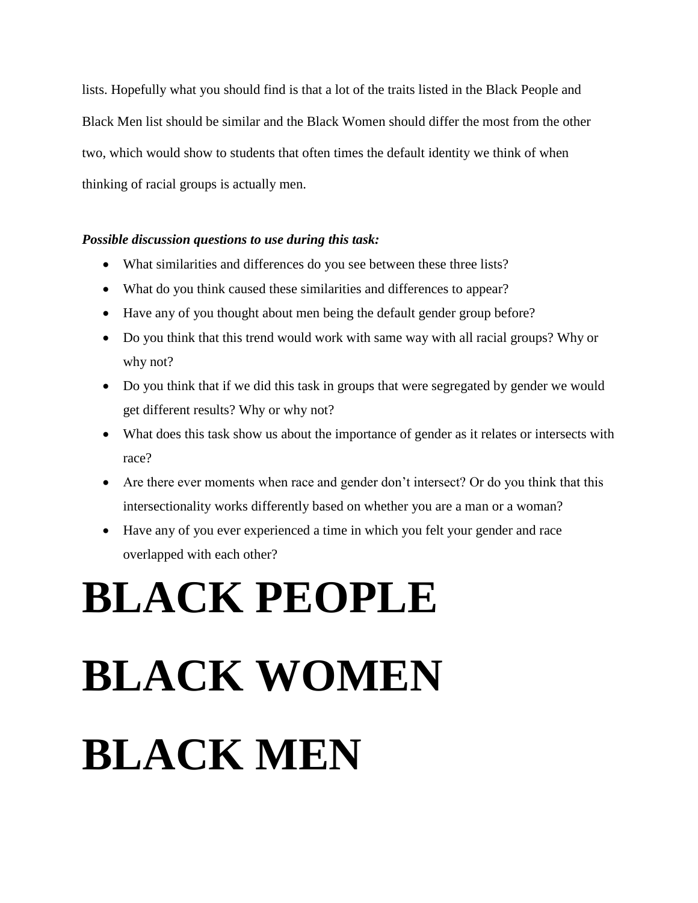lists. Hopefully what you should find is that a lot of the traits listed in the Black People and Black Men list should be similar and the Black Women should differ the most from the other two, which would show to students that often times the default identity we think of when thinking of racial groups is actually men.

***Possible discussion questions to use during this task:***

- What similarities and differences do you see between these three lists?
- What do you think caused these similarities and differences to appear?
- Have any of you thought about men being the default gender group before?
- Do you think that this trend would work with same way with all racial groups? Why or why not?
- Do you think that if we did this task in groups that were segregated by gender we would get different results? Why or why not?
- What does this task show us about the importance of gender as it relates or intersects with race?
- Are there ever moments when race and gender don't intersect? Or do you think that this intersectionality works differently based on whether you are a man or a woman?
- Have any of you ever experienced a time in which you felt your gender and race overlapped with each other?

# BLACK PEOPLE

# BLACK WOMEN

# BLACK MEN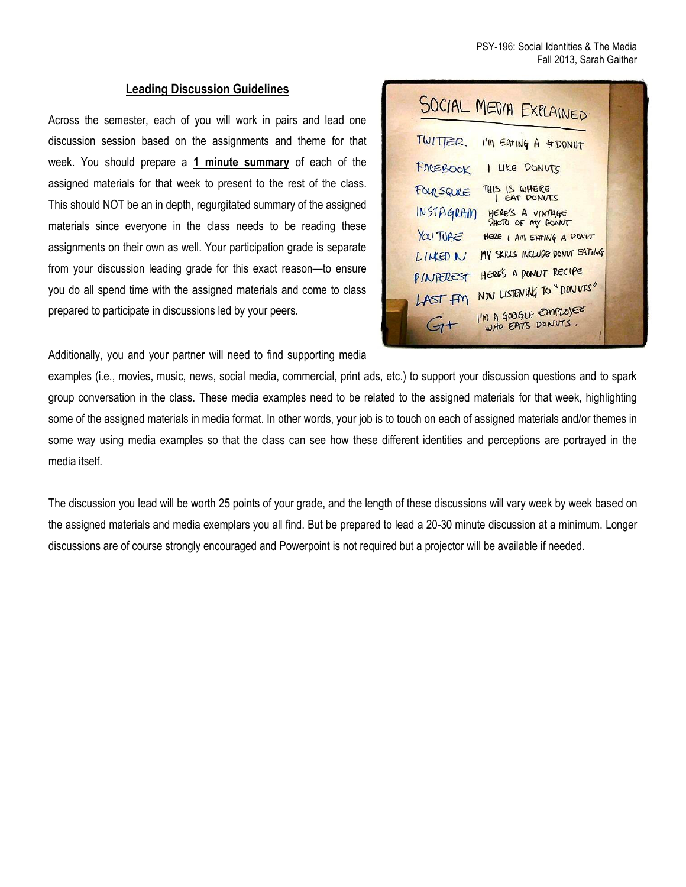## Leading Discussion Guidelines

Across the semester, each of you will work in pairs and lead one discussion session based on the assignments and theme for that week. You should prepare a **1 minute summary** of each of the assigned materials for that week to present to the rest of the class. This should NOT be an in depth, regurgitated summary of the assigned materials since everyone in the class needs to be reading these assignments on their own as well. Your participation grade is separate from your discussion leading grade for this exact reason—to ensure you do all spend time with the assigned materials and come to class prepared to participate in discussions led by your peers.

Additionally, you and your partner will need to find supporting media examples (i.e., movies, music, news, social media, commercial, print ads, etc.) to support your discussion questions and to spark group conversation in the class. These media examples need to be related to the assigned materials for that week, highlighting some of the assigned materials in media format. In other words, your job is to touch on each of assigned materials and/or themes in some way using media examples so that the class can see how these different identities and perceptions are portrayed in the media itself.

The discussion you lead will be worth 25 points of your grade, and the length of these discussions will vary week by week based on the assigned materials and media exemplars you all find. But be prepared to lead a 20-30 minute discussion at a minimum. Longer discussions are of course strongly encouraged and Powerpoint is not required but a projector will be available if needed.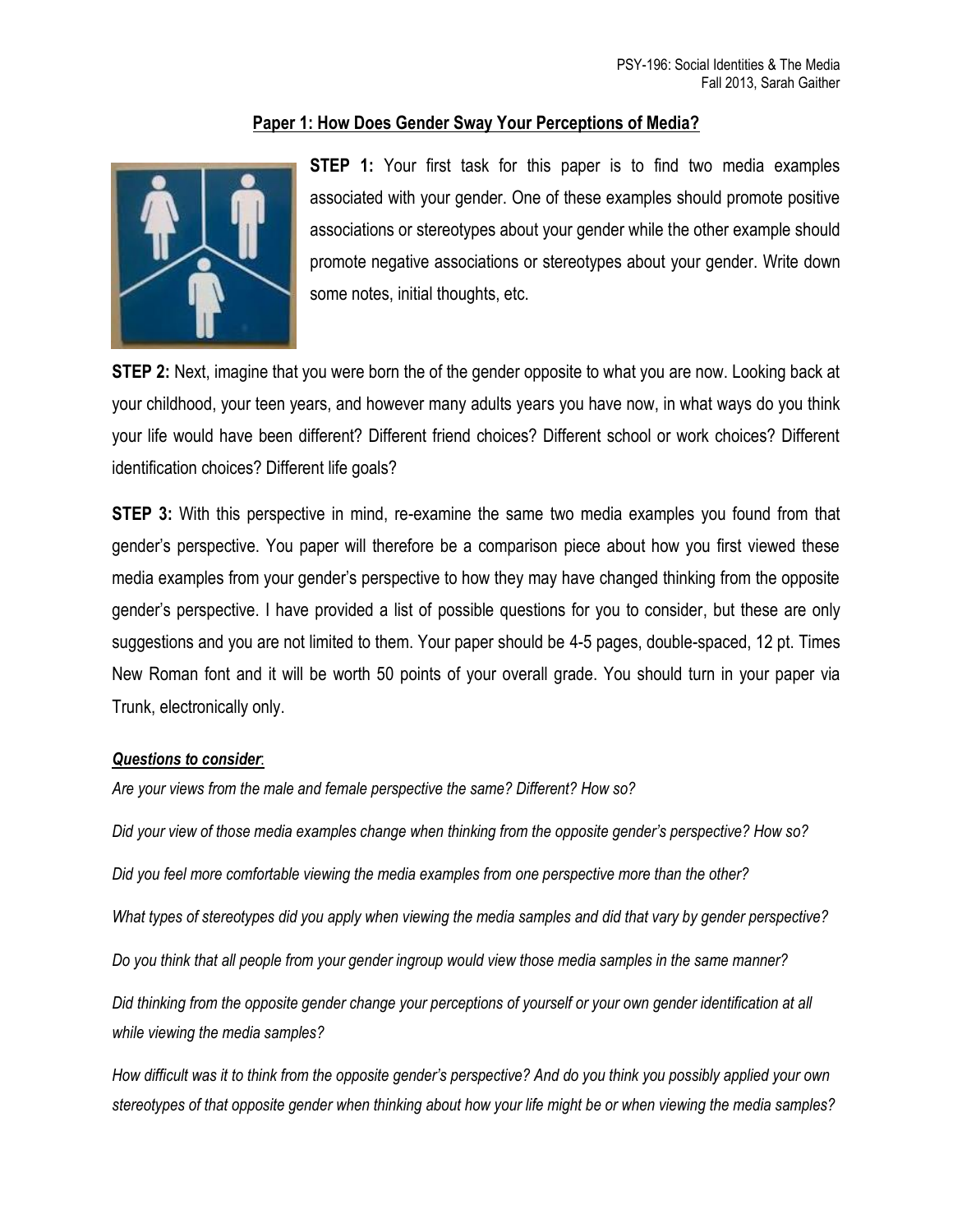PSY-196: Social Identities & The Media
Fall 2013, Sarah Gaither

## Paper 1: How Does Gender Sway Your Perceptions of Media?

**STEP 1:** Your first task for this paper is to find two media examples associated with your gender. One of these examples should promote positive associations or stereotypes about your gender while the other example should promote negative associations or stereotypes about your gender. Write down some notes, initial thoughts, etc.

**STEP 2:** Next, imagine that you were born the of the gender opposite to what you are now. Looking back at your childhood, your teen years, and however many adults years you have now, in what ways do you think your life would have been different? Different friend choices? Different school or work choices? Different identification choices? Different life goals?

**STEP 3:** With this perspective in mind, re-examine the same two media examples you found from that gender's perspective. You paper will therefore be a comparison piece about how you first viewed these media examples from your gender's perspective to how they may have changed thinking from the opposite gender's perspective. I have provided a list of possible questions for you to consider, but these are only suggestions and you are not limited to them. Your paper should be 4-5 pages, double-spaced, 12 pt. Times New Roman font and it will be worth 50 points of your overall grade. You should turn in your paper via Trunk, electronically only.

***Questions to consider*:**

*Are your views from the male and female perspective the same? Different? How so?*

*Did your view of those media examples change when thinking from the opposite gender's perspective? How so?*

*Did you feel more comfortable viewing the media examples from one perspective more than the other?*

*What types of stereotypes did you apply when viewing the media samples and did that vary by gender perspective?*

*Do you think that all people from your gender ingroup would view those media samples in the same manner?*

*Did thinking from the opposite gender change your perceptions of yourself or your own gender identification at all while viewing the media samples?*

*How difficult was it to think from the opposite gender's perspective? And do you think you possibly applied your own stereotypes of that opposite gender when thinking about how your life might be or when viewing the media samples?*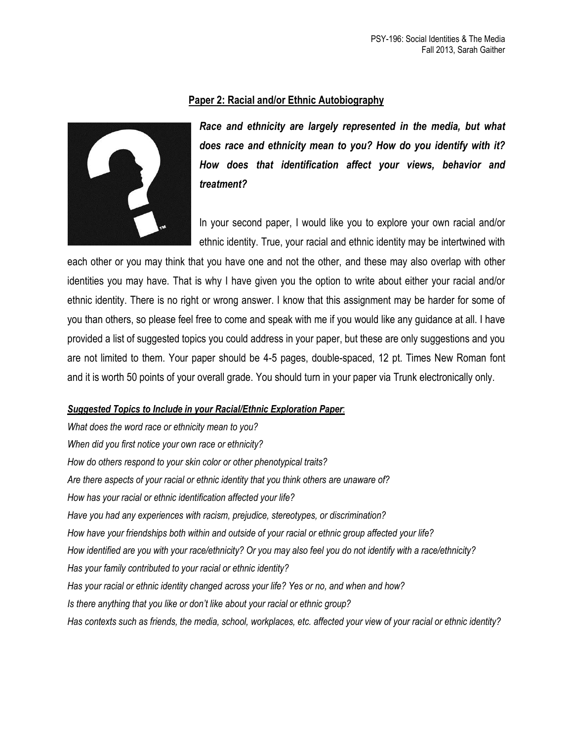PSY-196: Social Identities & The Media
Fall 2013, Sarah Gaither

## Paper 2: Racial and/or Ethnic Autobiography

***Race and ethnicity are largely represented in the media, but what does race and ethnicity mean to you? How do you identify with it? How does that identification affect your views, behavior and treatment?***

In your second paper, I would like you to explore your own racial and/or ethnic identity. True, your racial and ethnic identity may be intertwined with each other or you may think that you have one and not the other, and these may also overlap with other identities you may have. That is why I have given you the option to write about either your racial and/or ethnic identity. There is no right or wrong answer. I know that this assignment may be harder for some of you than others, so please feel free to come and speak with me if you would like any guidance at all. I have provided a list of suggested topics you could address in your paper, but these are only suggestions and you are not limited to them. Your paper should be 4-5 pages, double-spaced, 12 pt. Times New Roman font and it is worth 50 points of your overall grade. You should turn in your paper via Trunk electronically only.

***Suggested Topics to Include in your Racial/Ethnic Exploration Paper*:**

*What does the word race or ethnicity mean to you?*
*When did you first notice your own race or ethnicity?*
*How do others respond to your skin color or other phenotypical traits?*
*Are there aspects of your racial or ethnic identity that you think others are unaware of?*
*How has your racial or ethnic identification affected your life?*
*Have you had any experiences with racism, prejudice, stereotypes, or discrimination?*
*How have your friendships both within and outside of your racial or ethnic group affected your life?*
*How identified are you with your race/ethnicity? Or you may also feel you do not identify with a race/ethnicity?*
*Has your family contributed to your racial or ethnic identity?*
*Has your racial or ethnic identity changed across your life? Yes or no, and when and how?*
*Is there anything that you like or don't like about your racial or ethnic group?*
*Has contexts such as friends, the media, school, workplaces, etc. affected your view of your racial or ethnic identity?*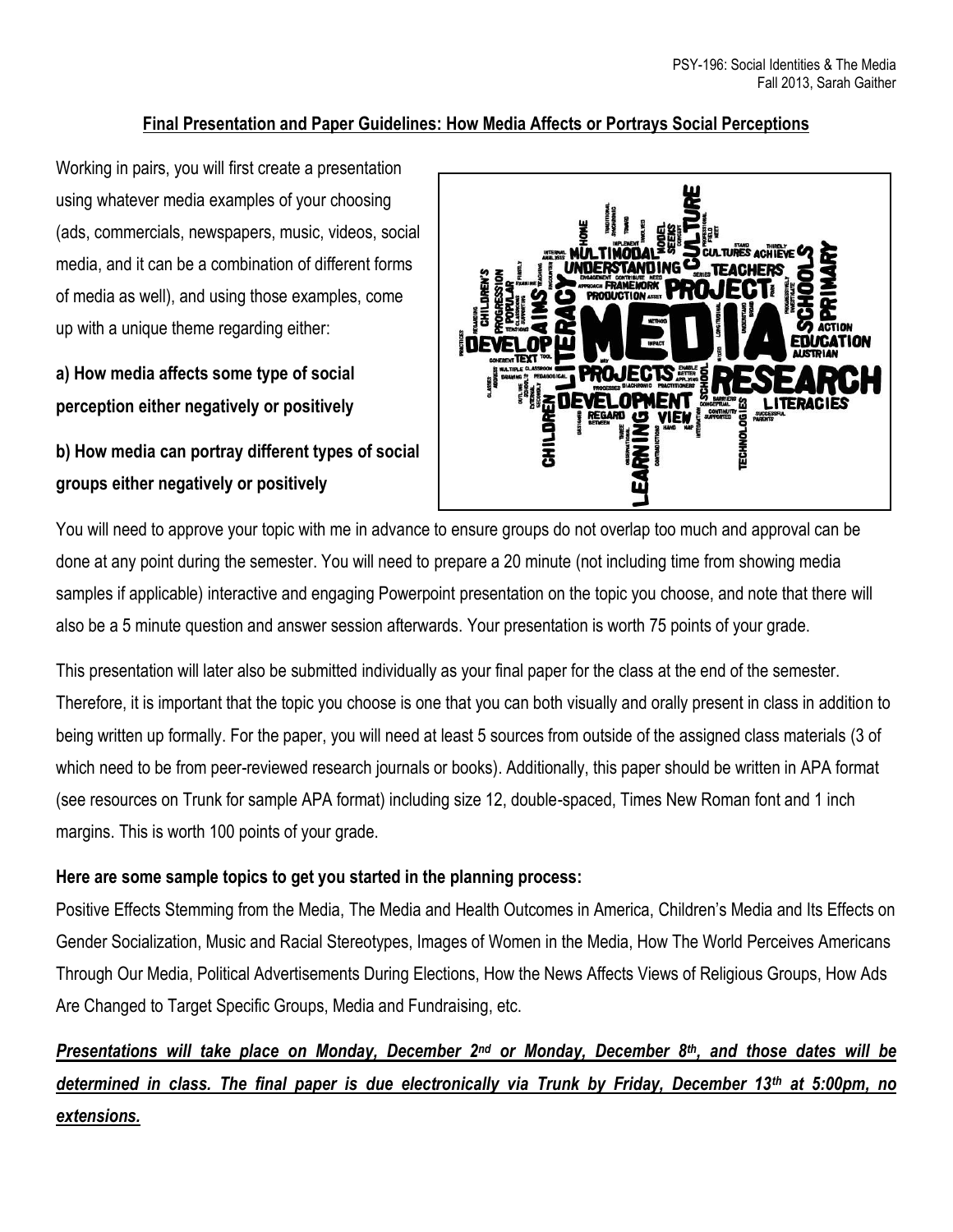PSY-196: Social Identities & The Media
Fall 2013, Sarah Gaither

## Final Presentation and Paper Guidelines: How Media Affects or Portrays Social Perceptions

Working in pairs, you will first create a presentation using whatever media examples of your choosing (ads, commercials, newspapers, music, videos, social media, and it can be a combination of different forms of media as well), and using those examples, come up with a unique theme regarding either:

**a) How media affects some type of social perception either negatively or positively**

**b) How media can portray different types of social groups either negatively or positively**

You will need to approve your topic with me in advance to ensure groups do not overlap too much and approval can be done at any point during the semester. You will need to prepare a 20 minute (not including time from showing media samples if applicable) interactive and engaging Powerpoint presentation on the topic you choose, and note that there will also be a 5 minute question and answer session afterwards. Your presentation is worth 75 points of your grade.

This presentation will later also be submitted individually as your final paper for the class at the end of the semester. Therefore, it is important that the topic you choose is one that you can both visually and orally present in class in addition to being written up formally. For the paper, you will need at least 5 sources from outside of the assigned class materials (3 of which need to be from peer-reviewed research journals or books). Additionally, this paper should be written in APA format (see resources on Trunk for sample APA format) including size 12, double-spaced, Times New Roman font and 1 inch margins. This is worth 100 points of your grade.

**Here are some sample topics to get you started in the planning process:**

Positive Effects Stemming from the Media, The Media and Health Outcomes in America, Children's Media and Its Effects on Gender Socialization, Music and Racial Stereotypes, Images of Women in the Media, How The World Perceives Americans Through Our Media, Political Advertisements During Elections, How the News Affects Views of Religious Groups, How Ads Are Changed to Target Specific Groups, Media and Fundraising, etc.

***Presentations will take place on Monday, December 2nd or Monday, December 8th, and those dates will be determined in class. The final paper is due electronically via Trunk by Friday, December 13th at 5:00pm, no extensions.***